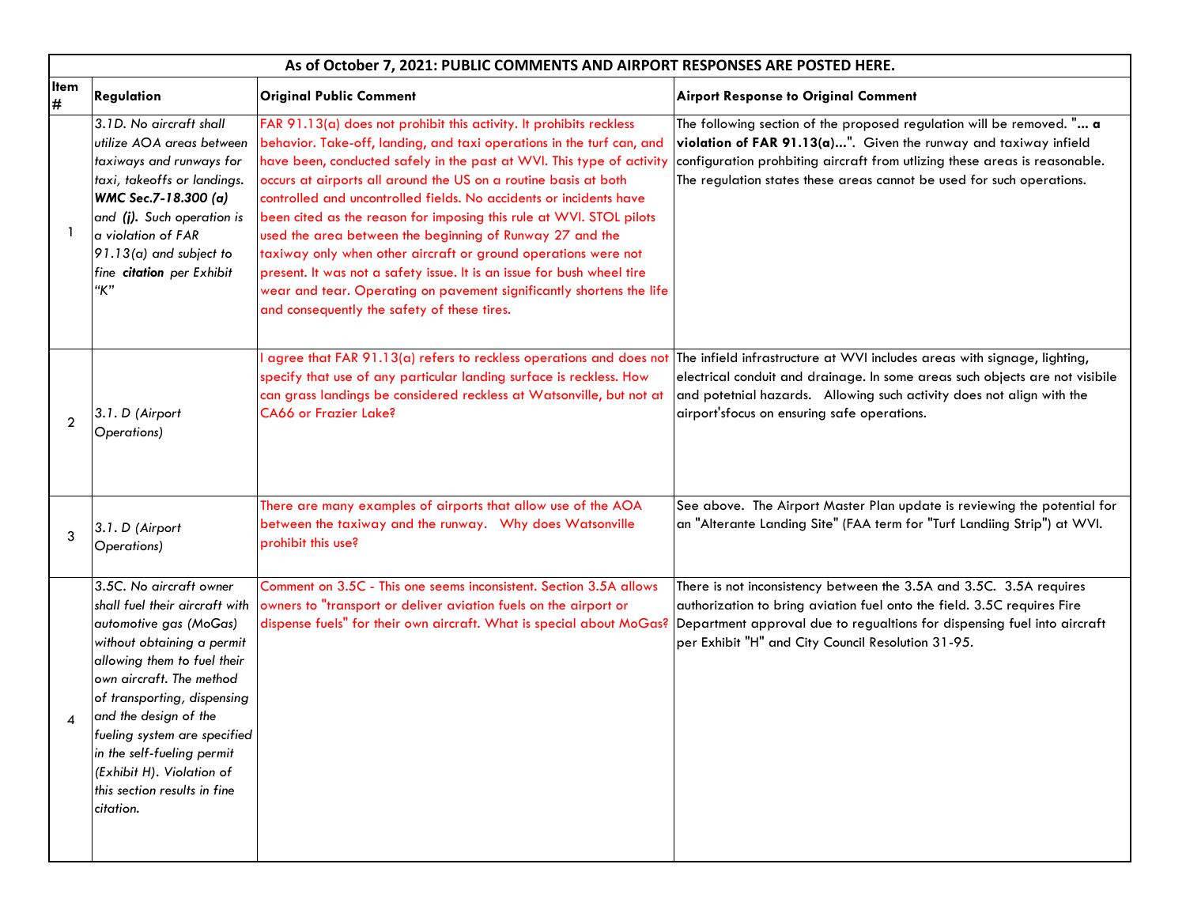| As of October 7, 2021: PUBLIC COMMENTS AND AIRPORT RESPONSES ARE POSTED HERE. | | | |
|---|---|---|---|
| **Item #** | **Regulation** | **Original Public Comment** | **Airport Response to Original Comment** |
| 1 | *3.1D. No aircraft shall utilize AOA areas between taxiways and runways for taxi, takeoffs or landings.* ***WMC Sec.7-18.300 (a)*** *and* ***(j).*** *Such operation is a violation of FAR 91.13(a) and subject to fine* ***citation*** *per Exhibit "K"* | FAR 91.13(a) does not prohibit this activity. It prohibits reckless behavior. Take-off, landing, and taxi operations in the turf can, and have been, conducted safely in the past at WVI. This type of activity occurs at airports all around the US on a routine basis at both controlled and uncontrolled fields. No accidents or incidents have been cited as the reason for imposing this rule at WVI. STOL pilots used the area between the beginning of Runway 27 and the taxiway only when other aircraft or ground operations were not present. It was not a safety issue. It is an issue for bush wheel tire wear and tear. Operating on pavement significantly shortens the life and consequently the safety of these tires. | The following section of the proposed regulation will be removed. "**... a violation of FAR 91.13(a)...**". Given the runway and taxiway infield configuration prohbiting aircraft from utlizing these areas is reasonable. The regulation states these areas cannot be used for such operations. |
| 2 | *3.1. D (Airport Operations)* | I agree that FAR 91.13(a) refers to reckless operations and does not specify that use of any particular landing surface is reckless. How can grass landings be considered reckless at Watsonville, but not at CA66 or Frazier Lake? | The infield infrastructure at WVI includes areas with signage, lighting, electrical conduit and drainage. In some areas such objects are not visibile and potetnial hazards. Allowing such activity does not align with the airport'sfocus on ensuring safe operations. |
| 3 | *3.1. D (Airport Operations)* | There are many examples of airports that allow use of the AOA between the taxiway and the runway. Why does Watsonville prohibit this use? | See above. The Airport Master Plan update is reviewing the potential for an "Alterante Landing Site" (FAA term for "Turf Landiing Strip") at WVI. |
| 4 | *3.5C. No aircraft owner shall fuel their aircraft with automotive gas (MoGas) without obtaining a permit allowing them to fuel their own aircraft. The method of transporting, dispensing and the design of the fueling system are specified in the self-fueling permit (Exhibit H). Violation of this section results in fine citation.* | Comment on 3.5C - This one seems inconsistent. Section 3.5A allows owners to "transport or deliver aviation fuels on the airport or dispense fuels" for their own aircraft. What is special about MoGas? | There is not inconsistency between the 3.5A and 3.5C. 3.5A requires authorization to bring aviation fuel onto the field. 3.5C requires Fire Department approval due to regualtions for dispensing fuel into aircraft per Exhibit "H" and City Council Resolution 31-95. |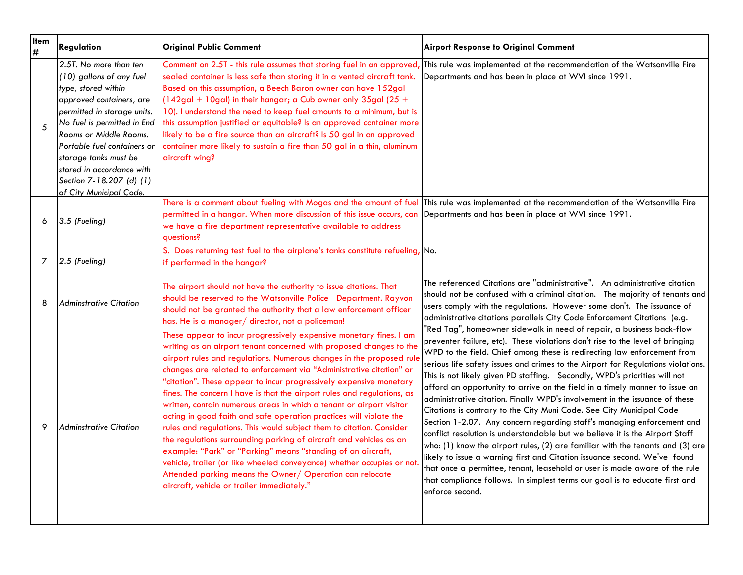| Item # | Regulation | Original Public Comment | Airport Response to Original Comment |
|---|---|---|---|
| 5 | *2.5T. No more than ten (10) gallons of any fuel type, stored within approved containers, are permitted in storage units. No fuel is permitted in End Rooms or Middle Rooms. Portable fuel containers or storage tanks must be stored in accordance with Section 7-18.207 (d) (1) of City Municipal Code.* | Comment on 2.5T - this rule assumes that storing fuel in an approved, sealed container is less safe than storing it in a vented aircraft tank. Based on this assumption, a Beech Baron owner can have 152gal (142gal + 10gal) in their hangar; a Cub owner only 35gal (25 + 10). I understand the need to keep fuel amounts to a minimum, but is this assumption justified or equitable? Is an approved container more likely to be a fire source than an aircraft? Is 50 gal in an approved container more likely to sustain a fire than 50 gal in a thin, aluminum aircraft wing? | This rule was implemented at the recommendation of the Watsonville Fire Departments and has been in place at WVI since 1991. |
| 6 | *3.5 (Fueling)* | There is a comment about fueling with Mogas and the amount of fuel permitted in a hangar. When more discussion of this issue occurs, can we have a fire department representative available to address questions? | This rule was implemented at the recommendation of the Watsonville Fire Departments and has been in place at WVI since 1991. |
| 7 | *2.5 (Fueling)* | S. Does returning test fuel to the airplane's tanks constitute refueling, if performed in the hangar? | No. |
| 8 | *Adminstrative Citation* | The airport should not have the authority to issue citations. That should be reserved to the Watsonville Police Department. Rayvon should not be granted the authority that a law enforcement officer has. He is a manager/ director, not a policeman! | The referenced Citations are "administrative". An administrative citation should not be confused with a criminal citation. The majority of tenants and users comply with the regulations. However some don't. The issuance of administrative citations parallels City Code Enforcement Citations (e.g. "Red Tag", homeowner sidewalk in need of repair, a business back-flow preventer failure, etc). These violations don't rise to the level of bringing WPD to the field. Chief among these is redirecting law enforcement from serious life safety issues and crimes to the Airport for Regulations violations. This is not likely given PD staffing. Secondly, WPD's priorities will not afford an opportunity to arrive on the field in a timely manner to issue an administrative citation. Finally WPD's involvement in the issuance of these Citations is contrary to the City Muni Code. See City Municipal Code Section 1-2.07. Any concern regarding staff's managing enforcement and conflict resolution is understandable but we believe it is the Airport Staff who: (1) know the airport rules, (2) are familiar with the tenants and (3) are likely to issue a warning first and Citation issuance second. We've found that once a permittee, tenant, leasehold or user is made aware of the rule that compliance follows. In simplest terms our goal is to educate first and enforce second. |
| 9 | *Adminstrative Citation* | These appear to incur progressively expensive monetary fines. I am writing as an airport tenant concerned with proposed changes to the airport rules and regulations. Numerous changes in the proposed rule changes are related to enforcement via "Administrative citation" or "citation". These appear to incur progressively expensive monetary fines. The concern I have is that the airport rules and regulations, as written, contain numerous areas in which a tenant or airport visitor acting in good faith and safe operation practices will violate the rules and regulations. This would subject them to citation. Consider the regulations surrounding parking of aircraft and vehicles as an example: "Park" or "Parking" means "standing of an aircraft, vehicle, trailer (or like wheeled conveyance) whether occupies or not. Attended parking means the Owner/ Operation can relocate aircraft, vehicle or trailer immediately." | |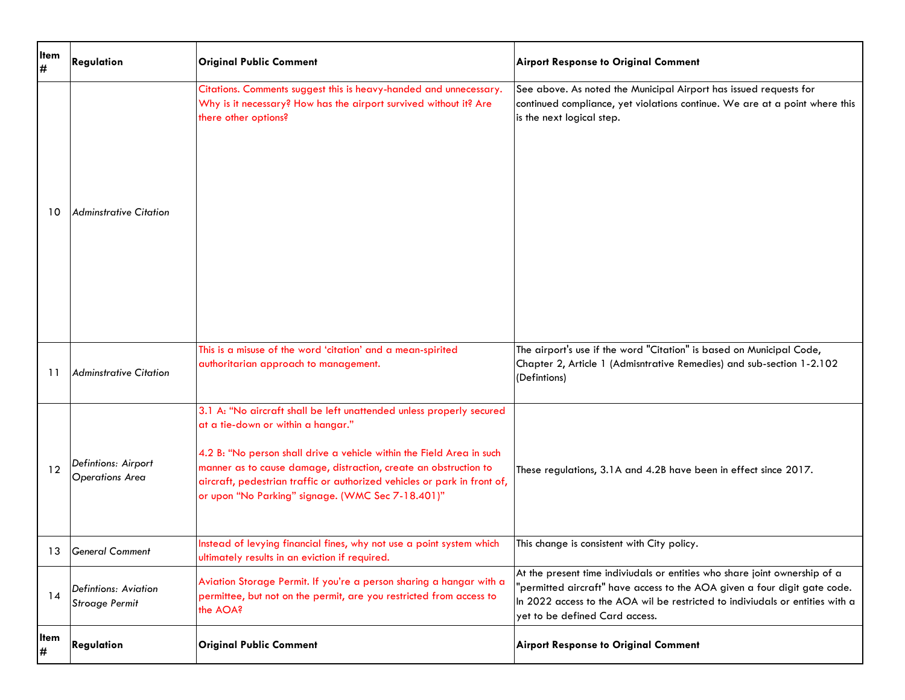| Item # | Regulation | Original Public Comment | Airport Response to Original Comment |
|---|---|---|---|
| 10 | *Adminstrative Citation* | Citations. Comments suggest this is heavy-handed and unnecessary. Why is it necessary? How has the airport survived without it? Are there other options? | See above. As noted the Municipal Airport has issued requests for continued compliance, yet violations continue. We are at a point where this is the next logical step. |
| 11 | *Adminstrative Citation* | This is a misuse of the word 'citation' and a mean-spirited authoritarian approach to management. | The airport's use if the word "Citation" is based on Municipal Code, Chapter 2, Article 1 (Admisntrative Remedies) and sub-section 1-2.102 (Defintions) |
| 12 | *Defintions: Airport Operations Area* | 3.1 A: "No aircraft shall be left unattended unless properly secured at a tie-down or within a hangar."<br><br>4.2 B: "No person shall drive a vehicle within the Field Area in such manner as to cause damage, distraction, create an obstruction to aircraft, pedestrian traffic or authorized vehicles or park in front of, or upon "No Parking" signage. (WMC Sec 7-18.401)" | These regulations, 3.1A and 4.2B have been in effect since 2017. |
| 13 | *General Comment* | Instead of levying financial fines, why not use a point system which ultimately results in an eviction if required. | This change is consistent with City policy. |
| 14 | *Defintions: Aviation Stroage Permit* | Aviation Storage Permit. If you're a person sharing a hangar with a permittee, but not on the permit, are you restricted from access to the AOA? | At the present time indiviudals or entities who share joint ownership of a "permitted aircraft" have access to the AOA given a four digit gate code. In 2022 access to the AOA wil be restricted to indiviudals or entities with a yet to be defined Card access. |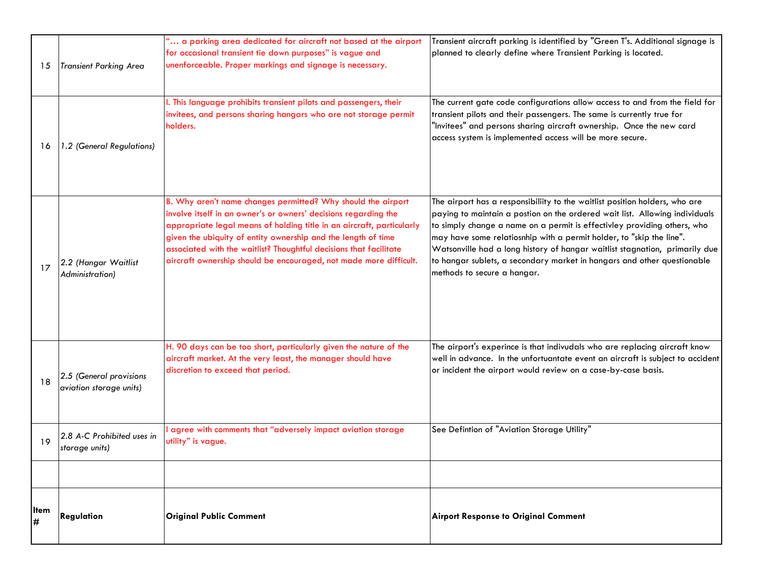| 15 | *Transient Parking Area* | "… a parking area dedicated for aircraft not based at the airport for occasional transient tie down purposes" is vague and unenforceable. Proper markings and signage is necessary. | Transient aircraft parking is identified by "Green T's. Additional signage is planned to clearly define where Transient Parking is located. |
|---|---|---|---|
| 16 | *1.2 (General Regulations)* | I. This language prohibits transient pilots and passengers, their invitees, and persons sharing hangars who are not storage permit holders. | The current gate code configurations allow access to and from the field for transient pilots and their passengers. The same is currently true for "Invitees" and persons sharing aircraft ownership. Once the new card access system is implemented access will be more secure. |
| 17 | *2.2 (Hangar Waitlist Administration)* | B. Why aren't name changes permitted? Why should the airport involve itself in an owner's or owners' decisions regarding the appropriate legal means of holding title in an aircraft, particularly given the ubiquity of entity ownership and the length of time associated with the waitlist? Thoughtful decisions that facilitate aircraft ownership should be encouraged, not made more difficult. | The airport has a responsibiliity to the waitlist position holders, who are paying to maintain a postion on the ordered wait list. Allowing individuals to simply change a name on a permit is effectivley providing others, who may have some relatiosnhip with a permit holder, to "skip the line". Watsonville had a long history of hangar waitlist stagnation, primarily due to hangar sublets, a secondary market in hangars and other questionable methods to secure a hangar. |
| 18 | *2.5 (General provisions aviation storage units)* | H. 90 days can be too short, particularly given the nature of the aircraft market. At the very least, the manager should have discretion to exceed that period. | The airport's experince is that indivudals who are replacing aircraft know well in advance. In the unfortuantate event an aircraft is subject to accident or incident the airport would review on a case-by-case basis. |
| 19 | *2.8 A-C Prohibited uses in storage units)* | I agree with comments that "adversely impact aviation storage utility" is vague. | See Defintion of "Aviation Storage Utility" |
| | | | |
| **Item #** | **Regulation** | **Original Public Comment** | **Airport Response to Original Comment** |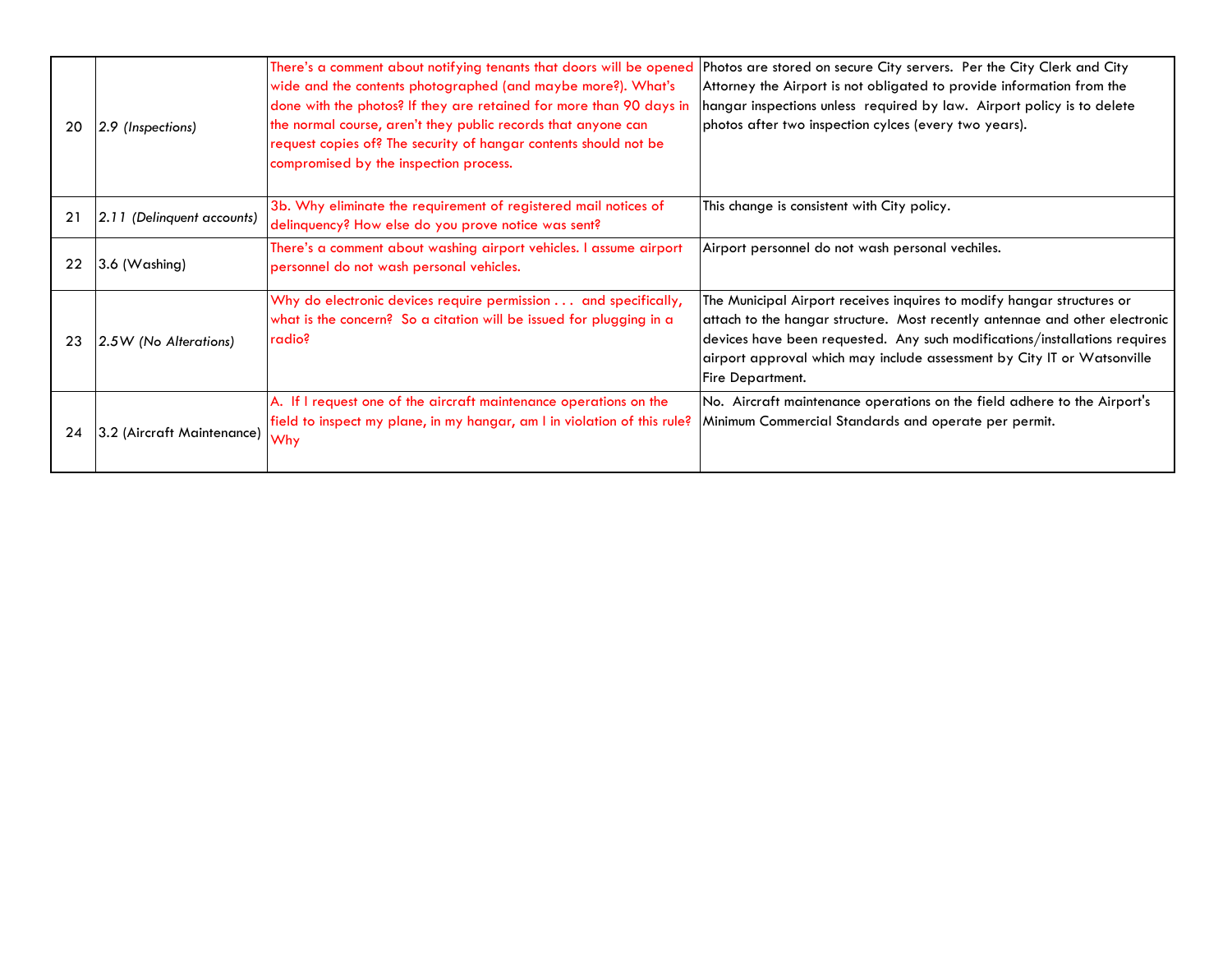| | | | |
|---|---|---|---|
| 20 | 2.9 *(Inspections)* | There's a comment about notifying tenants that doors will be opened wide and the contents photographed (and maybe more?). What's done with the photos? If they are retained for more than 90 days in the normal course, aren't they public records that anyone can request copies of? The security of hangar contents should not be compromised by the inspection process. | Photos are stored on secure City servers. Per the City Clerk and City Attorney the Airport is not obligated to provide information from the hangar inspections unless required by law. Airport policy is to delete photos after two inspection cylces (every two years). |
| 21 | 2.11 *(Delinquent accounts)* | 3b. Why eliminate the requirement of registered mail notices of delinquency? How else do you prove notice was sent? | This change is consistent with City policy. |
| 22 | 3.6 (Washing) | There's a comment about washing airport vehicles. I assume airport personnel do not wash personal vehicles. | Airport personnel do not wash personal vechiles. |
| 23 | 2.5W *(No Alterations)* | Why do electronic devices require permission . . . and specifically, what is the concern? So a citation will be issued for plugging in a radio? | The Municipal Airport receives inquires to modify hangar structures or attach to the hangar structure. Most recently antennae and other electronic devices have been requested. Any such modifications/installations requires airport approval which may include assessment by City IT or Watsonville Fire Department. |
| 24 | 3.2 (Aircraft Maintenance) | A. If I request one of the aircraft maintenance operations on the field to inspect my plane, in my hangar, am I in violation of this rule? Why | No. Aircraft maintenance operations on the field adhere to the Airport's Minimum Commercial Standards and operate per permit. |